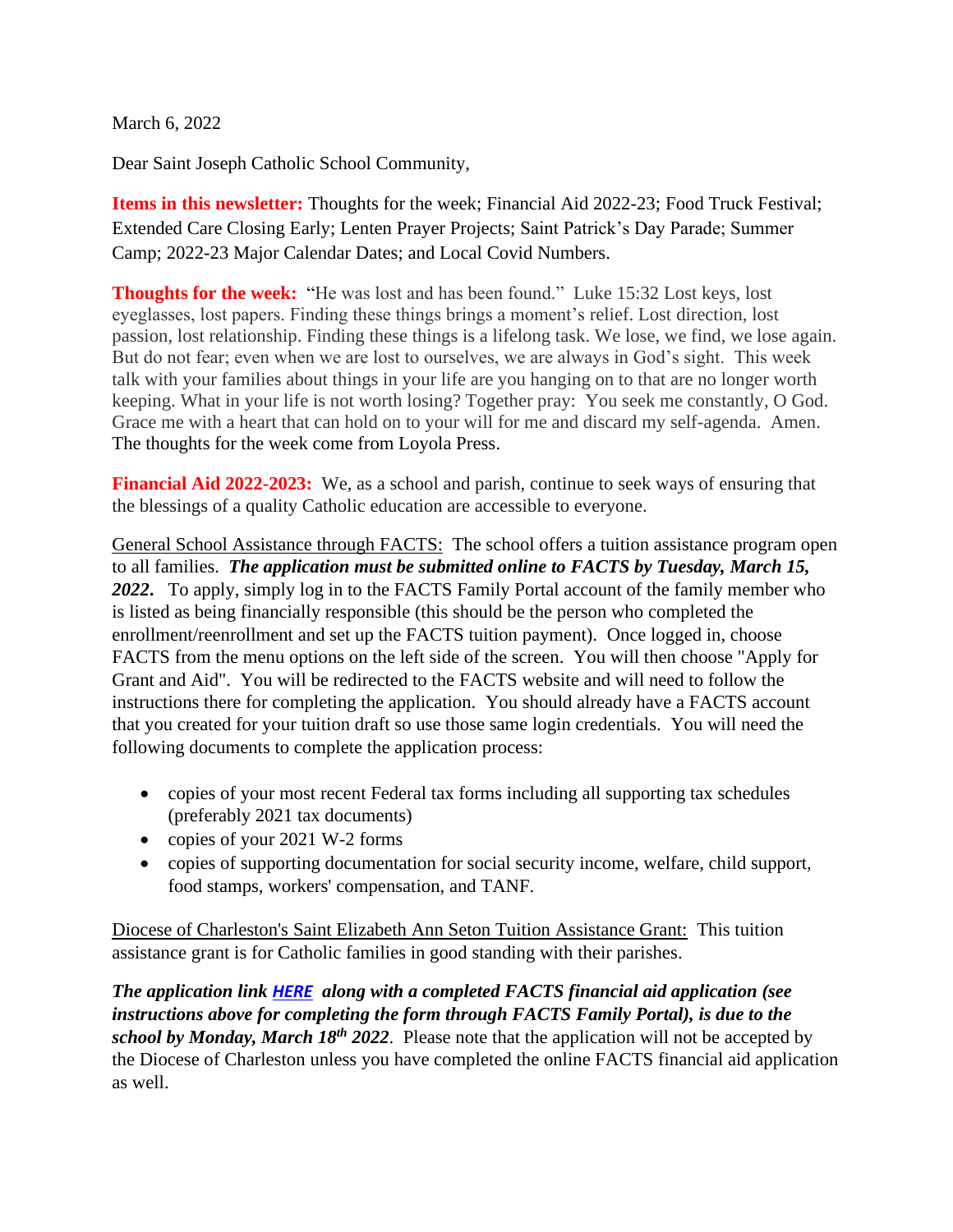March 6, 2022

Dear Saint Joseph Catholic School Community,

**Items in this newsletter:** Thoughts for the week; Financial Aid 2022-23; Food Truck Festival; Extended Care Closing Early; Lenten Prayer Projects; Saint Patrick's Day Parade; Summer Camp; 2022-23 Major Calendar Dates; and Local Covid Numbers.

**Thoughts for the week:** "He was lost and has been found." Luke 15:32 Lost keys, lost eyeglasses, lost papers. Finding these things brings a moment's relief. Lost direction, lost passion, lost relationship. Finding these things is a lifelong task. We lose, we find, we lose again. But do not fear; even when we are lost to ourselves, we are always in God's sight. This week talk with your families about things in your life are you hanging on to that are no longer worth keeping. What in your life is not worth losing? Together pray: You seek me constantly, O God. Grace me with a heart that can hold on to your will for me and discard my self-agenda. Amen. The thoughts for the week come from Loyola Press.

**Financial Aid 2022-2023:** We, as a school and parish, continue to seek ways of ensuring that the blessings of a quality Catholic education are accessible to everyone.

General School Assistance through FACTS: The school offers a tuition assistance program open to all families. ***The application must be submitted online to FACTS by Tuesday, March 15, 2022.*** To apply, simply log in to the FACTS Family Portal account of the family member who is listed as being financially responsible (this should be the person who completed the enrollment/reenrollment and set up the FACTS tuition payment). Once logged in, choose FACTS from the menu options on the left side of the screen. You will then choose "Apply for Grant and Aid". You will be redirected to the FACTS website and will need to follow the instructions there for completing the application. You should already have a FACTS account that you created for your tuition draft so use those same login credentials. You will need the following documents to complete the application process:

- copies of your most recent Federal tax forms including all supporting tax schedules (preferably 2021 tax documents)
- copies of your 2021 W-2 forms
- copies of supporting documentation for social security income, welfare, child support, food stamps, workers' compensation, and TANF.

Diocese of Charleston's Saint Elizabeth Ann Seton Tuition Assistance Grant: This tuition assistance grant is for Catholic families in good standing with their parishes.

***The application link HERE along with a completed FACTS financial aid application (see instructions above for completing the form through FACTS Family Portal), is due to the school by Monday, March 18th 2022***. Please note that the application will not be accepted by the Diocese of Charleston unless you have completed the online FACTS financial aid application as well.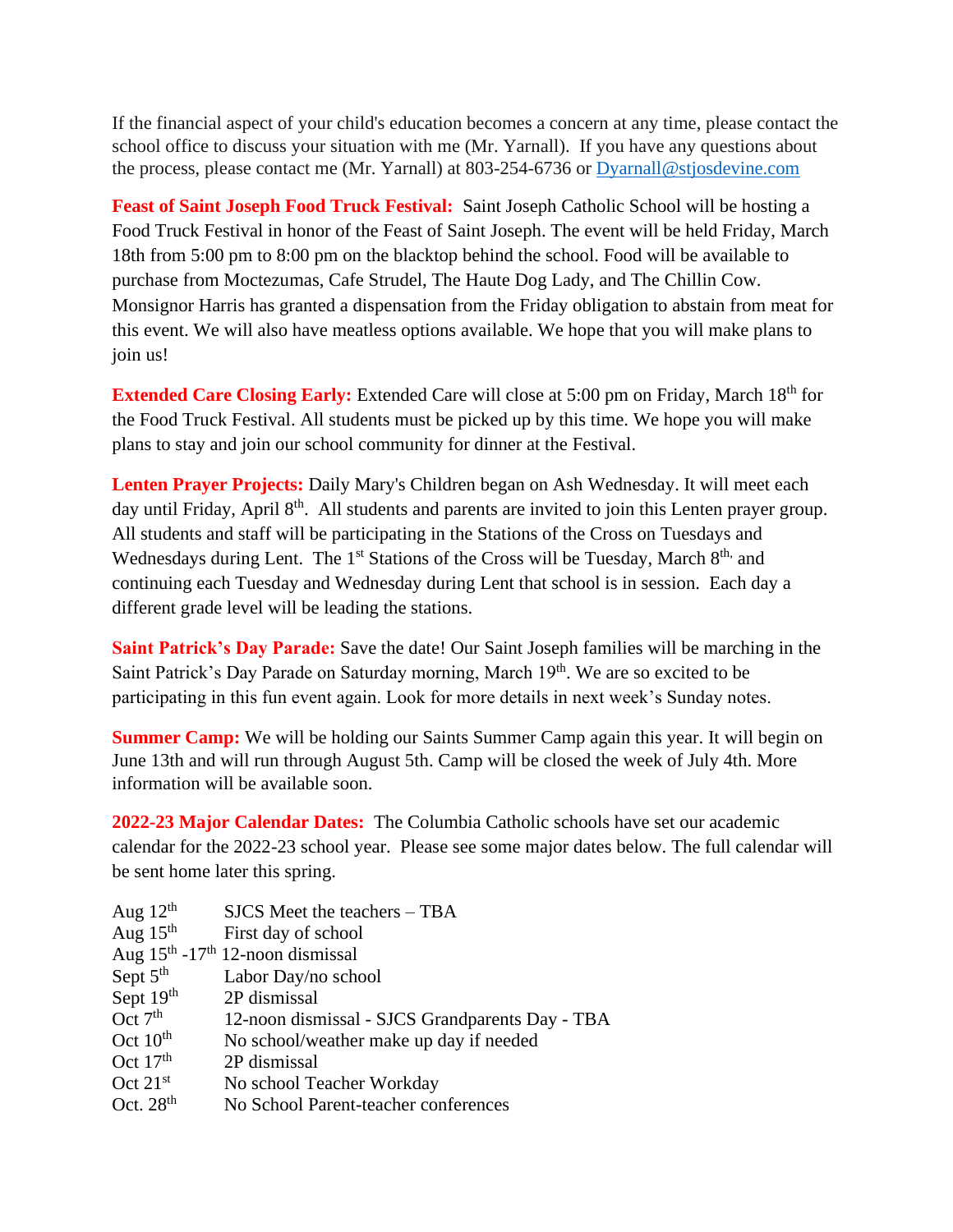If the financial aspect of your child's education becomes a concern at any time, please contact the school office to discuss your situation with me (Mr. Yarnall). If you have any questions about the process, please contact me (Mr. Yarnall) at 803-254-6736 or [Dyarnall@stjosdevine.com](mailto:Dyarnall@stjosdevine.com)

**Feast of Saint Joseph Food Truck Festival:** Saint Joseph Catholic School will be hosting a Food Truck Festival in honor of the Feast of Saint Joseph. The event will be held Friday, March 18th from 5:00 pm to 8:00 pm on the blacktop behind the school. Food will be available to purchase from Moctezumas, Cafe Strudel, The Haute Dog Lady, and The Chillin Cow. Monsignor Harris has granted a dispensation from the Friday obligation to abstain from meat for this event. We will also have meatless options available. We hope that you will make plans to join us!

**Extended Care Closing Early:** Extended Care will close at 5:00 pm on Friday, March 18th for the Food Truck Festival. All students must be picked up by this time. We hope you will make plans to stay and join our school community for dinner at the Festival.

**Lenten Prayer Projects:** Daily Mary's Children began on Ash Wednesday. It will meet each day until Friday, April 8th. All students and parents are invited to join this Lenten prayer group. All students and staff will be participating in the Stations of the Cross on Tuesdays and Wednesdays during Lent. The 1st Stations of the Cross will be Tuesday, March 8th, and continuing each Tuesday and Wednesday during Lent that school is in session. Each day a different grade level will be leading the stations.

**Saint Patrick's Day Parade:** Save the date! Our Saint Joseph families will be marching in the Saint Patrick's Day Parade on Saturday morning, March 19th. We are so excited to be participating in this fun event again. Look for more details in next week's Sunday notes.

**Summer Camp:** We will be holding our Saints Summer Camp again this year. It will begin on June 13th and will run through August 5th. Camp will be closed the week of July 4th. More information will be available soon.

**2022-23 Major Calendar Dates:** The Columbia Catholic schools have set our academic calendar for the 2022-23 school year. Please see some major dates below. The full calendar will be sent home later this spring.

| | |
|---|---|
| Aug 12th | SJCS Meet the teachers – TBA |
| Aug 15th | First day of school |
| Aug 15th -17th | 12-noon dismissal |
| Sept 5th | Labor Day/no school |
| Sept 19th | 2P dismissal |
| Oct 7th | 12-noon dismissal - SJCS Grandparents Day - TBA |
| Oct 10th | No school/weather make up day if needed |
| Oct 17th | 2P dismissal |
| Oct 21st | No school Teacher Workday |
| Oct. 28th | No School Parent-teacher conferences |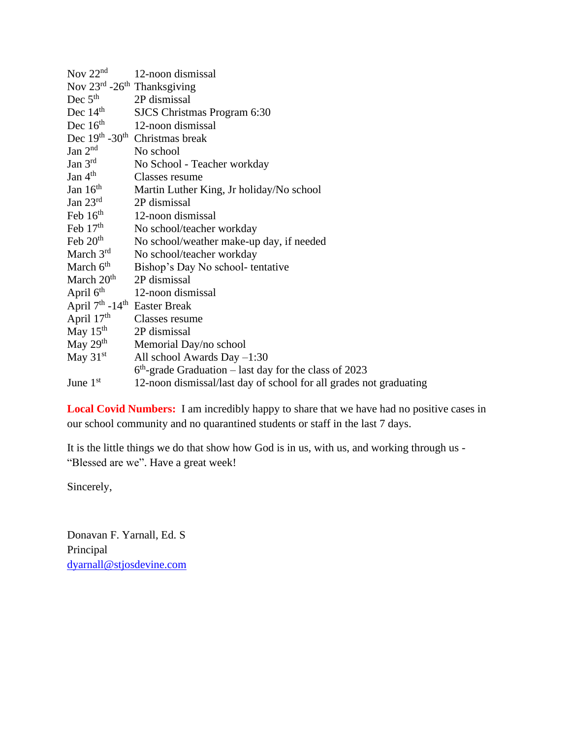| | |
|---|---|
| Nov 22nd | 12-noon dismissal |
| Nov 23rd -26th | Thanksgiving |
| Dec 5th | 2P dismissal |
| Dec 14th | SJCS Christmas Program 6:30 |
| Dec 16th | 12-noon dismissal |
| Dec 19th -30th | Christmas break |
| Jan 2nd | No school |
| Jan 3rd | No School - Teacher workday |
| Jan 4th | Classes resume |
| Jan 16th | Martin Luther King, Jr holiday/No school |
| Jan 23rd | 2P dismissal |
| Feb 16th | 12-noon dismissal |
| Feb 17th | No school/teacher workday |
| Feb 20th | No school/weather make-up day, if needed |
| March 3rd | No school/teacher workday |
| March 6th | Bishop's Day No school- tentative |
| March 20th | 2P dismissal |
| April 6th | 12-noon dismissal |
| April 7th -14th | Easter Break |
| April 17th | Classes resume |
| May 15th | 2P dismissal |
| May 29th | Memorial Day/no school |
| May 31st | All school Awards Day –1:30 |
| | 6th-grade Graduation – last day for the class of 2023 |
| June 1st | 12-noon dismissal/last day of school for all grades not graduating |

**Local Covid Numbers:** I am incredibly happy to share that we have had no positive cases in our school community and no quarantined students or staff in the last 7 days.

It is the little things we do that show how God is in us, with us, and working through us - "Blessed are we". Have a great week!

Sincerely,

Donavan F. Yarnall, Ed. S
Principal
dyarnall@stjosdevine.com